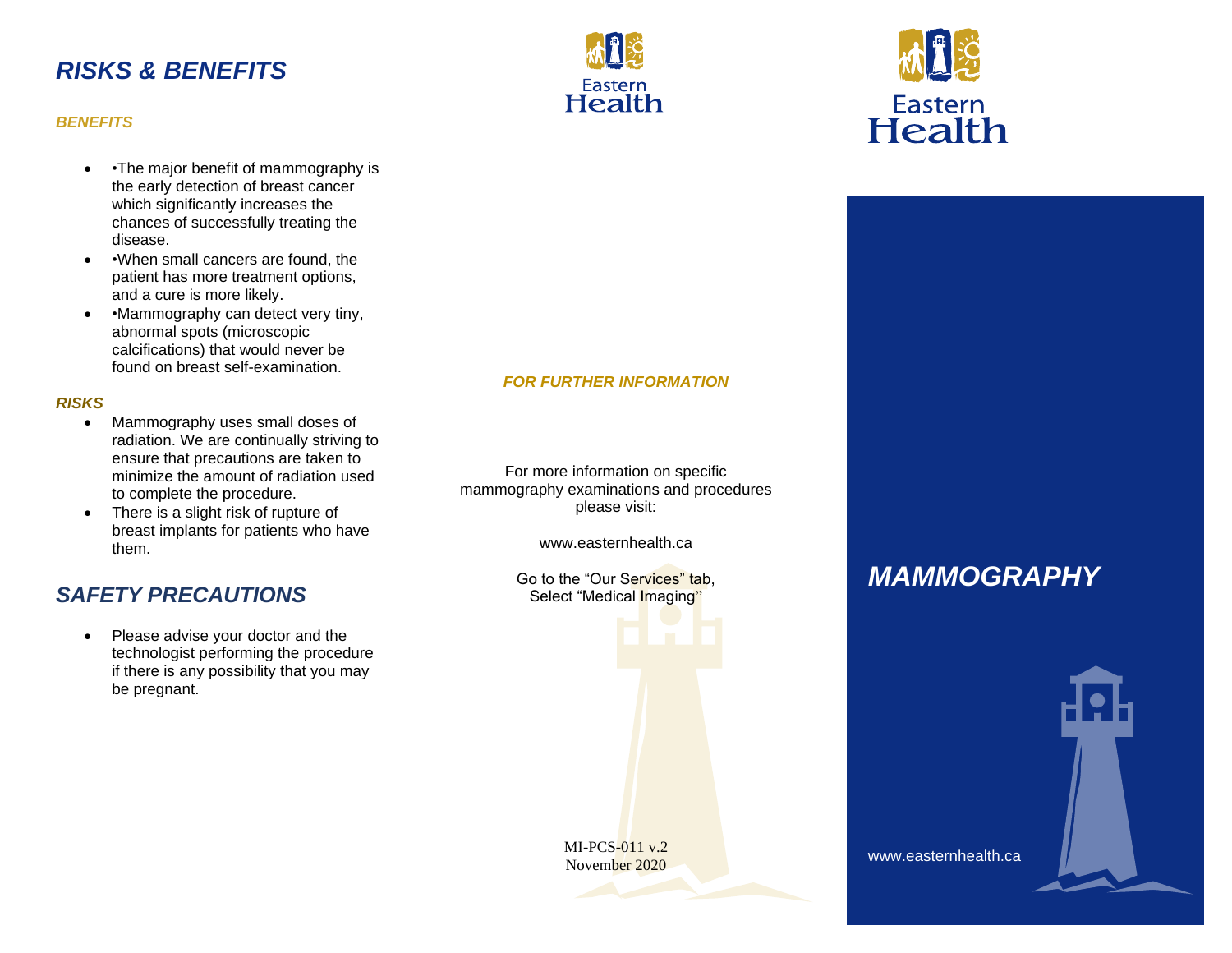## *RISKS & BENEFITS*

### *BENEFITS*

- •The major benefit of mammography is the early detection of breast cancer which significantly increases the chances of successfully treating the disease.
- •When small cancers are found, the patient has more treatment options, and a cure is more likely.
- •Mammography can detect very tiny, abnormal spots (microscopic calcifications) that would never be found on breast self-examination.

### *RISKS*

- Mammography uses small doses of radiation. We are continually striving to ensure that precautions are taken to minimize the amount of radiation used to complete the procedure.
- There is a slight risk of rupture of breast implants for patients who have them.

## *SAFETY PRECAUTIONS*

- Please advise your doctor and the technologist performing the procedure if there is any possibility that you may be pregnant.

Eastern Health

### *FOR FURTHER INFORMATION*

For more information on specific mammography examinations and procedures please visit:

www.easternhealth.ca

Go to the "Our Services" tab, Select "Medical Imaging"

MI-PCS-011 v.2
November 2020

Eastern Health

# *MAMMOGRAPHY*

www.easternhealth.ca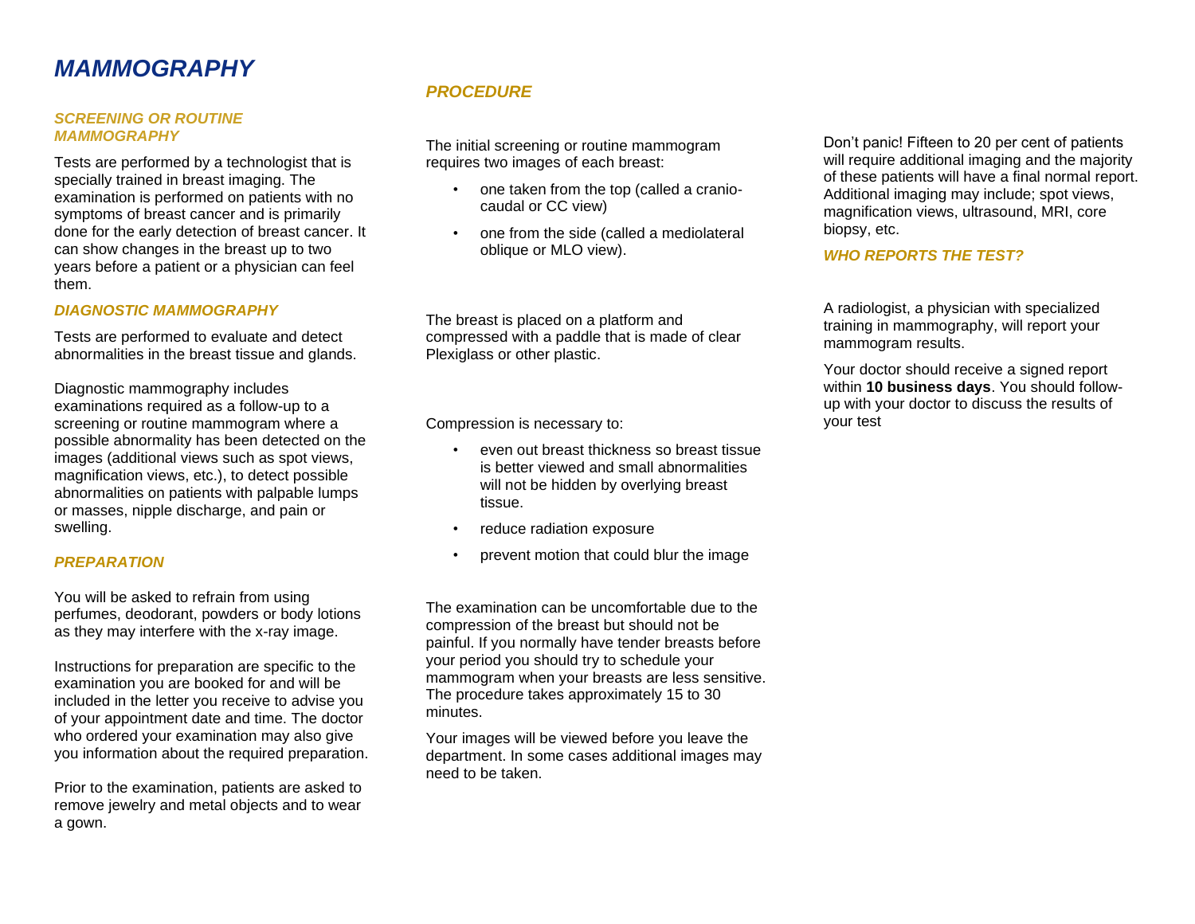# MAMMOGRAPHY

## SCREENING OR ROUTINE MAMMOGRAPHY

Tests are performed by a technologist that is specially trained in breast imaging. The examination is performed on patients with no symptoms of breast cancer and is primarily done for the early detection of breast cancer. It can show changes in the breast up to two years before a patient or a physician can feel them.

## DIAGNOSTIC MAMMOGRAPHY

Tests are performed to evaluate and detect abnormalities in the breast tissue and glands.

Diagnostic mammography includes examinations required as a follow-up to a screening or routine mammogram where a possible abnormality has been detected on the images (additional views such as spot views, magnification views, etc.), to detect possible abnormalities on patients with palpable lumps or masses, nipple discharge, and pain or swelling.

## PREPARATION

You will be asked to refrain from using perfumes, deodorant, powders or body lotions as they may interfere with the x-ray image.

Instructions for preparation are specific to the examination you are booked for and will be included in the letter you receive to advise you of your appointment date and time. The doctor who ordered your examination may also give you information about the required preparation.

Prior to the examination, patients are asked to remove jewelry and metal objects and to wear a gown.

## PROCEDURE

The initial screening or routine mammogram requires two images of each breast:

- one taken from the top (called a cranio-caudal or CC view)
- one from the side (called a mediolateral oblique or MLO view).

The breast is placed on a platform and compressed with a paddle that is made of clear Plexiglass or other plastic.

Compression is necessary to:

- even out breast thickness so breast tissue is better viewed and small abnormalities will not be hidden by overlying breast tissue.
- reduce radiation exposure
- prevent motion that could blur the image

The examination can be uncomfortable due to the compression of the breast but should not be painful. If you normally have tender breasts before your period you should try to schedule your mammogram when your breasts are less sensitive. The procedure takes approximately 15 to 30 minutes.

Your images will be viewed before you leave the department. In some cases additional images may need to be taken.

Don't panic! Fifteen to 20 per cent of patients will require additional imaging and the majority of these patients will have a final normal report. Additional imaging may include; spot views, magnification views, ultrasound, MRI, core biopsy, etc.

## WHO REPORTS THE TEST?

A radiologist, a physician with specialized training in mammography, will report your mammogram results.

Your doctor should receive a signed report within **10 business days**. You should follow-up with your doctor to discuss the results of your test